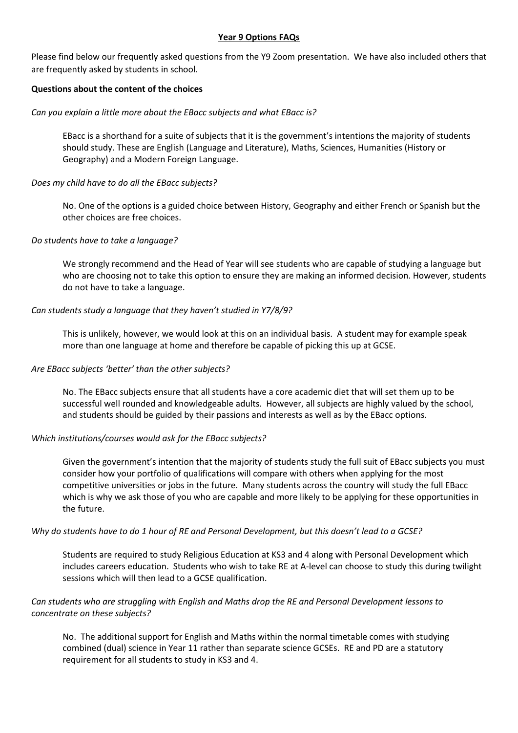# Year 9 Options FAQs

Please find below our frequently asked questions from the Y9 Zoom presentation. We have also included others that are frequently asked by students in school.

**Questions about the content of the choices**

*Can you explain a little more about the EBacc subjects and what EBacc is?*

> EBacc is a shorthand for a suite of subjects that it is the government's intentions the majority of students should study. These are English (Language and Literature), Maths, Sciences, Humanities (History or Geography) and a Modern Foreign Language.

*Does my child have to do all the EBacc subjects?*

> No. One of the options is a guided choice between History, Geography and either French or Spanish but the other choices are free choices.

*Do students have to take a language?*

> We strongly recommend and the Head of Year will see students who are capable of studying a language but who are choosing not to take this option to ensure they are making an informed decision. However, students do not have to take a language.

*Can students study a language that they haven't studied in Y7/8/9?*

> This is unlikely, however, we would look at this on an individual basis. A student may for example speak more than one language at home and therefore be capable of picking this up at GCSE.

*Are EBacc subjects 'better' than the other subjects?*

> No. The EBacc subjects ensure that all students have a core academic diet that will set them up to be successful well rounded and knowledgeable adults. However, all subjects are highly valued by the school, and students should be guided by their passions and interests as well as by the EBacc options.

*Which institutions/courses would ask for the EBacc subjects?*

> Given the government's intention that the majority of students study the full suit of EBacc subjects you must consider how your portfolio of qualifications will compare with others when applying for the most competitive universities or jobs in the future. Many students across the country will study the full EBacc which is why we ask those of you who are capable and more likely to be applying for these opportunities in the future.

*Why do students have to do 1 hour of RE and Personal Development, but this doesn't lead to a GCSE?*

> Students are required to study Religious Education at KS3 and 4 along with Personal Development which includes careers education. Students who wish to take RE at A-level can choose to study this during twilight sessions which will then lead to a GCSE qualification.

*Can students who are struggling with English and Maths drop the RE and Personal Development lessons to concentrate on these subjects?*

> No. The additional support for English and Maths within the normal timetable comes with studying combined (dual) science in Year 11 rather than separate science GCSEs. RE and PD are a statutory requirement for all students to study in KS3 and 4.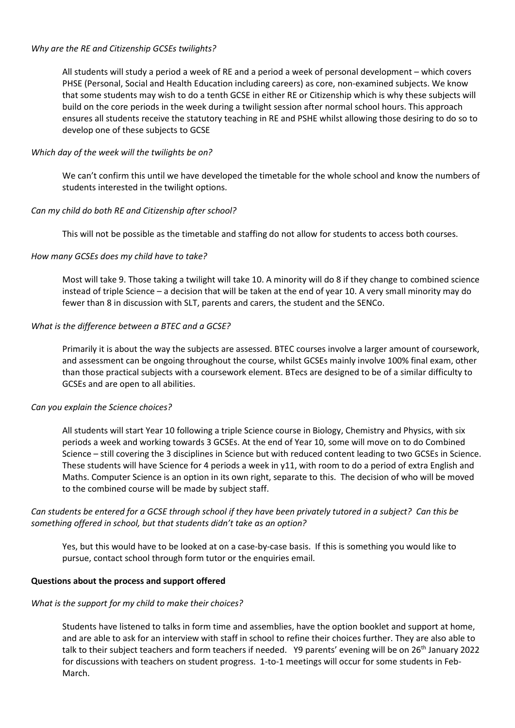*Why are the RE and Citizenship GCSEs twilights?*

All students will study a period a week of RE and a period a week of personal development – which covers PHSE (Personal, Social and Health Education including careers) as core, non-examined subjects. We know that some students may wish to do a tenth GCSE in either RE or Citizenship which is why these subjects will build on the core periods in the week during a twilight session after normal school hours. This approach ensures all students receive the statutory teaching in RE and PSHE whilst allowing those desiring to do so to develop one of these subjects to GCSE

*Which day of the week will the twilights be on?*

We can't confirm this until we have developed the timetable for the whole school and know the numbers of students interested in the twilight options.

*Can my child do both RE and Citizenship after school?*

This will not be possible as the timetable and staffing do not allow for students to access both courses.

*How many GCSEs does my child have to take?*

Most will take 9. Those taking a twilight will take 10. A minority will do 8 if they change to combined science instead of triple Science – a decision that will be taken at the end of year 10. A very small minority may do fewer than 8 in discussion with SLT, parents and carers, the student and the SENCo.

*What is the difference between a BTEC and a GCSE?*

Primarily it is about the way the subjects are assessed. BTEC courses involve a larger amount of coursework, and assessment can be ongoing throughout the course, whilst GCSEs mainly involve 100% final exam, other than those practical subjects with a coursework element. BTecs are designed to be of a similar difficulty to GCSEs and are open to all abilities.

*Can you explain the Science choices?*

All students will start Year 10 following a triple Science course in Biology, Chemistry and Physics, with six periods a week and working towards 3 GCSEs. At the end of Year 10, some will move on to do Combined Science – still covering the 3 disciplines in Science but with reduced content leading to two GCSEs in Science. These students will have Science for 4 periods a week in y11, with room to do a period of extra English and Maths. Computer Science is an option in its own right, separate to this. The decision of who will be moved to the combined course will be made by subject staff.

*Can students be entered for a GCSE through school if they have been privately tutored in a subject? Can this be something offered in school, but that students didn't take as an option?*

Yes, but this would have to be looked at on a case-by-case basis. If this is something you would like to pursue, contact school through form tutor or the enquiries email.

**Questions about the process and support offered**

*What is the support for my child to make their choices?*

Students have listened to talks in form time and assemblies, have the option booklet and support at home, and are able to ask for an interview with staff in school to refine their choices further. They are also able to talk to their subject teachers and form teachers if needed. Y9 parents' evening will be on 26th January 2022 for discussions with teachers on student progress. 1-to-1 meetings will occur for some students in Feb-March.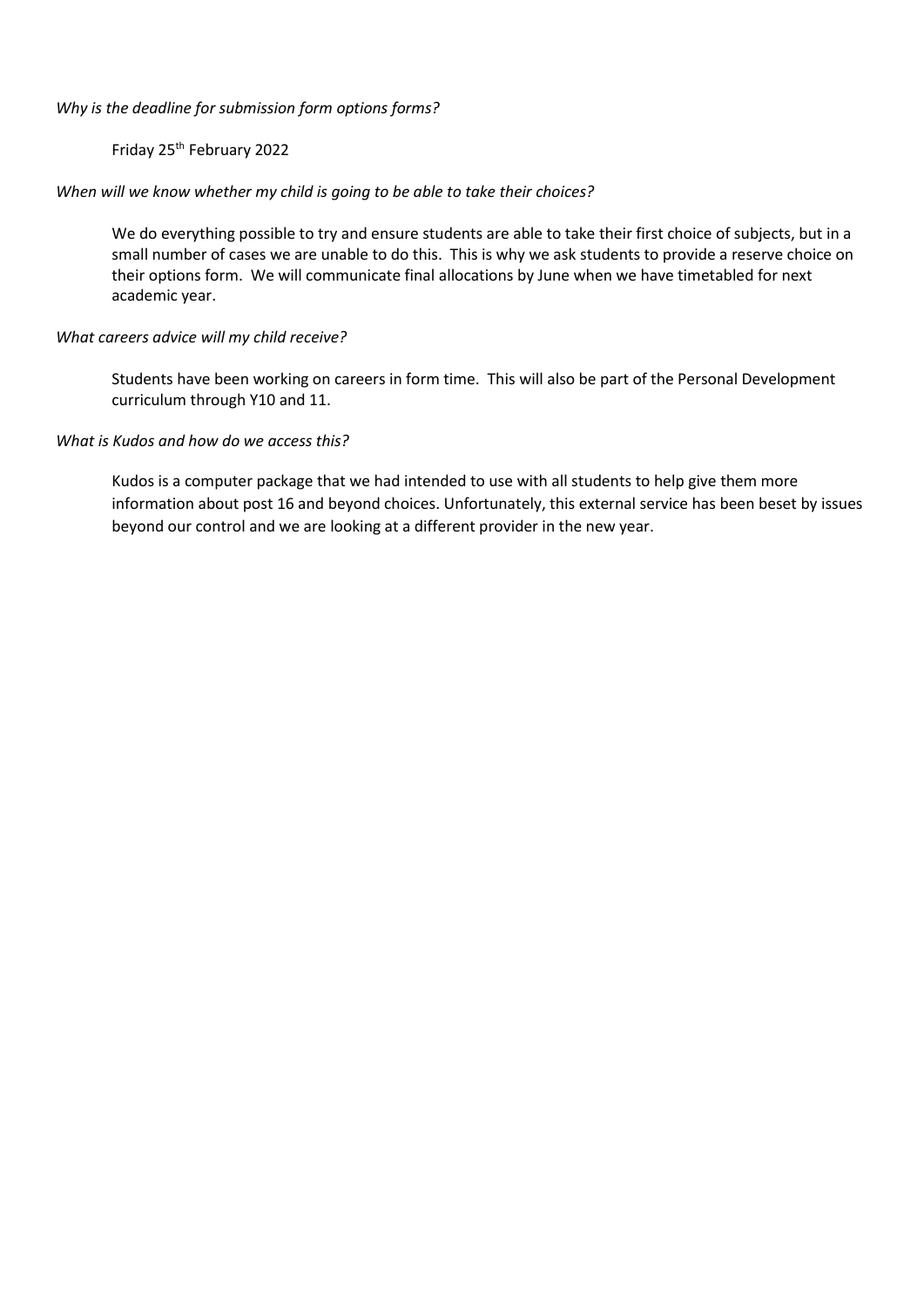*Why is the deadline for submission form options forms?*

Friday 25th February 2022

*When will we know whether my child is going to be able to take their choices?*

We do everything possible to try and ensure students are able to take their first choice of subjects, but in a small number of cases we are unable to do this. This is why we ask students to provide a reserve choice on their options form. We will communicate final allocations by June when we have timetabled for next academic year.

*What careers advice will my child receive?*

Students have been working on careers in form time. This will also be part of the Personal Development curriculum through Y10 and 11.

*What is Kudos and how do we access this?*

Kudos is a computer package that we had intended to use with all students to help give them more information about post 16 and beyond choices. Unfortunately, this external service has been beset by issues beyond our control and we are looking at a different provider in the new year.